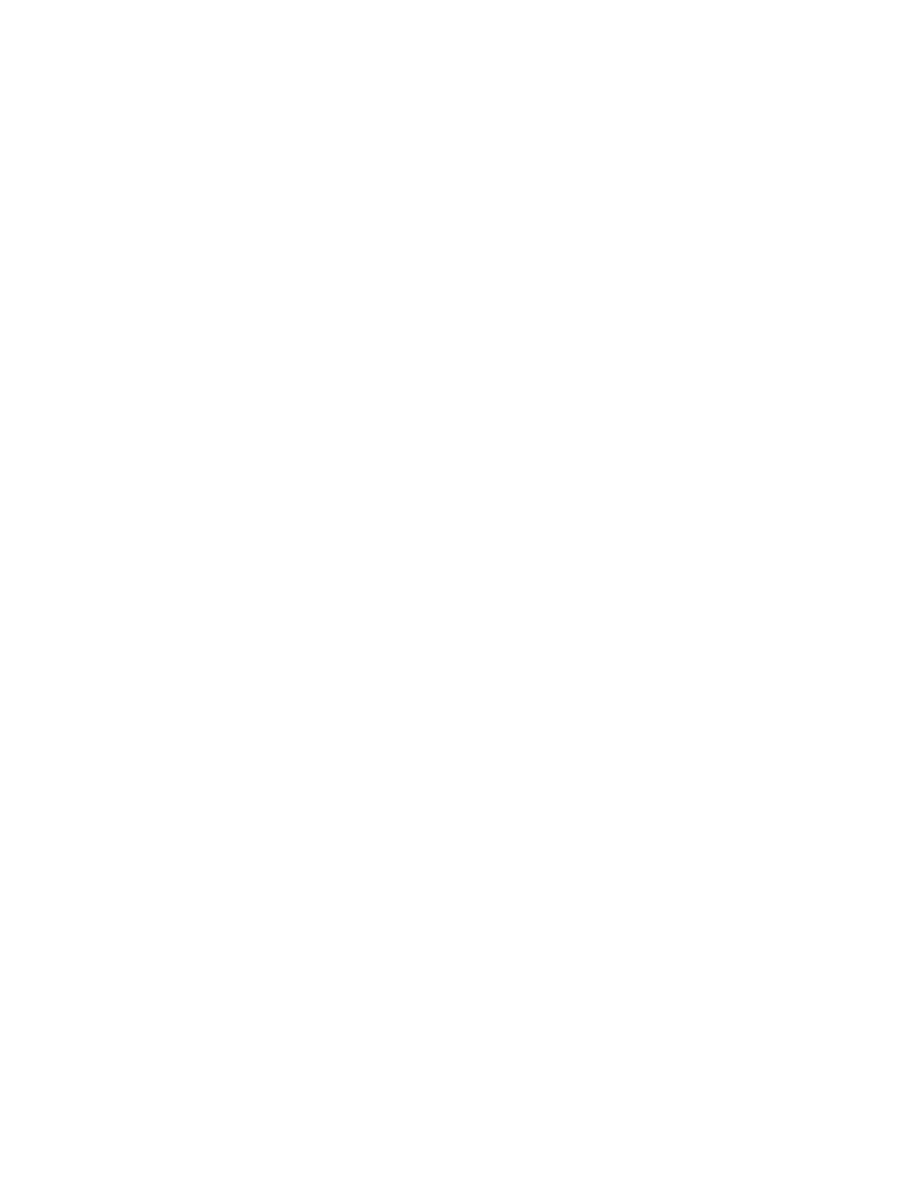## **Statement to the Vermont Senate Committee on Health and Welfare Regarding S. 239 - An act relating to the regulation of toxic substances Submitted by Ashley Orgain, Manager Mission Advocacy and Outreach, Seventh Generation January 30, 2014**

Seventh Generation is the nation's leading brand of household and personal care products designed with human health and the environment. Established in 1988, the Burlington, Vermont based company employees over 130 people, and remains an independent, privately-held company distributing products to natural food stores, supermarkets, mass merchants, and online retailers across the United States and Canada.

On behalf of all of us at Seventh Generation, I want to thank the Committee for this opportunity to testify in support of 5. 239, an act relating to the regulation of toxic substances

Thank you to Senator Lyons and the rest of the committee for your leadership on health and environmental policy. We appreciate the leadership you all have provided over a number of years to reduce exposure to toxic chemicals that harm human health, and for your continued work as reflected in S. 239.

Seventh Generation has been working passionately for years to eliminate exposure to toxic chemicals that harm human health by supporting sound state and federal toxics control legislation.

We are extremely pleased that in the last legislative session, the legislature unanimously passed a ban on the toxic flame retardant chlorinated Tris.

5. 239 provides an opportunity to move away from the chemical-by-chemical regulatory approach and advance a more systemic solution to protecting public health.

We believe the state needs to pass legislation that phases out the use of toxic substances in consumer products because federal regulation is failing to protect the health of Vermonters.

Our nation's laws on chemical safety are not working. The current federal law, the Toxic Substances Control Act (TSCA), is outdated and inadequate. As a result, tens of thousands of potentially harmful chemicals present in the marketplace when the law was enacted, and introduced to the marketplace since, are without proper testing by the companies that produce them, and without disclosure to regulators or the public by the companies that use them.

More than 30 years of environmental health studies have led to a growing consensus that chemicals are playing a role in the incidence and prevalence of many diseases and disorders in the United States, including: autism, asthma, breast cancer, leukemia, and learning and development disabilities.

In general, these and other common diseases or disorders are the result of many factors, but many chemicals, by themselves or in combination with other chemical and non-chemical factors, can be harmful to multiple systems in the body, increasing the risk of adverse health outcomes.